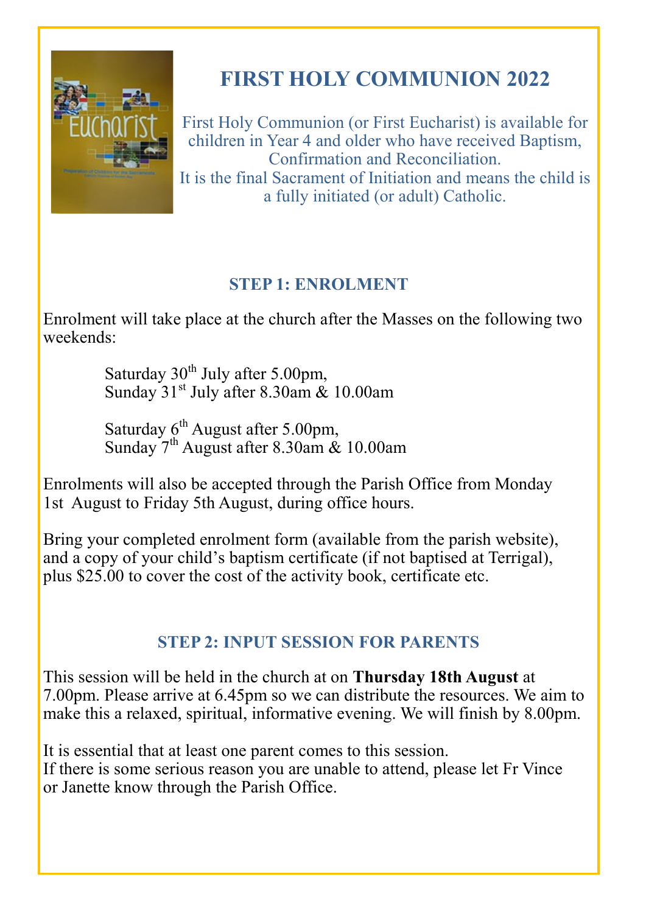# FIRST HOLY COMMUNION 2022

First Holy Communion (or First Eucharist) is available for children in Year 4 and older who have received Baptism, Confirmation and Reconciliation.
It is the final Sacrament of Initiation and means the child is a fully initiated (or adult) Catholic.

## STEP 1: ENROLMENT

Enrolment will take place at the church after the Masses on the following two weekends:

Saturday 30th July after 5.00pm,
Sunday 31st July after 8.30am & 10.00am

Saturday 6th August after 5.00pm,
Sunday 7th August after 8.30am & 10.00am

Enrolments will also be accepted through the Parish Office from Monday 1st August to Friday 5th August, during office hours.

Bring your completed enrolment form (available from the parish website), and a copy of your child's baptism certificate (if not baptised at Terrigal), plus $25.00 to cover the cost of the activity book, certificate etc.

## STEP 2: INPUT SESSION FOR PARENTS

This session will be held in the church at on **Thursday 18th August** at 7.00pm. Please arrive at 6.45pm so we can distribute the resources. We aim to make this a relaxed, spiritual, informative evening. We will finish by 8.00pm.

It is essential that at least one parent comes to this session.
If there is some serious reason you are unable to attend, please let Fr Vince or Janette know through the Parish Office.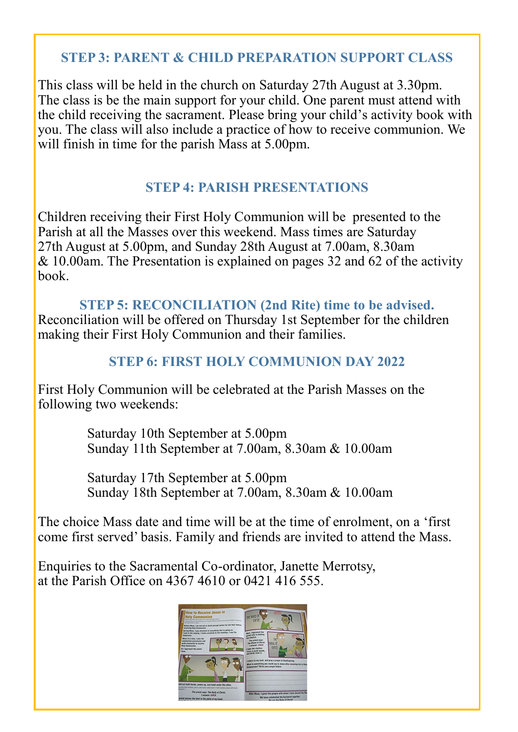### STEP 3: PARENT & CHILD PREPARATION SUPPORT CLASS

This class will be held in the church on Saturday 27th August at 3.30pm. The class is be the main support for your child. One parent must attend with the child receiving the sacrament. Please bring your child's activity book with you. The class will also include a practice of how to receive communion. We will finish in time for the parish Mass at 5.00pm.

### STEP 4: PARISH PRESENTATIONS

Children receiving their First Holy Communion will be presented to the Parish at all the Masses over this weekend. Mass times are Saturday 27th August at 5.00pm, and Sunday 28th August at 7.00am, 8.30am & 10.00am. The Presentation is explained on pages 32 and 62 of the activity book.

### STEP 5: RECONCILIATION (2nd Rite) time to be advised.

Reconciliation will be offered on Thursday 1st September for the children making their First Holy Communion and their families.

### STEP 6: FIRST HOLY COMMUNION DAY 2022

First Holy Communion will be celebrated at the Parish Masses on the following two weekends:

Saturday 10th September at 5.00pm
Sunday 11th September at 7.00am, 8.30am & 10.00am

Saturday 17th September at 5.00pm
Sunday 18th September at 7.00am, 8.30am & 10.00am

The choice Mass date and time will be at the time of enrolment, on a 'first come first served' basis. Family and friends are invited to attend the Mass.

Enquiries to the Sacramental Co-ordinator, Janette Merrotsy, at the Parish Office on 4367 4610 or 0421 416 555.